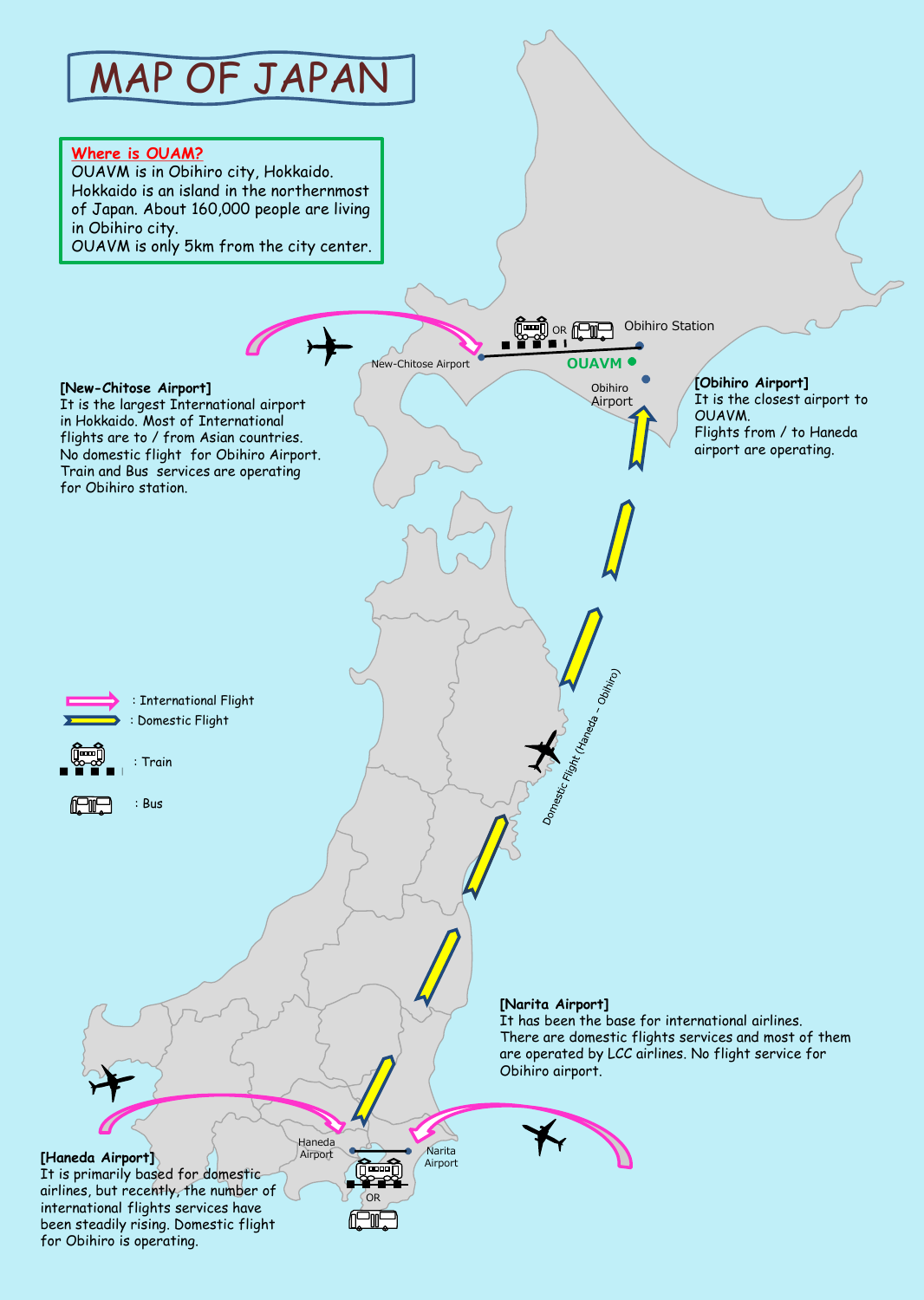# MAP OF JAPAN

**Where is OUAM?**
OUAVM is in Obihiro city, Hokkaido.
Hokkaido is an island in the northernmost of Japan. About 160,000 people are living in Obihiro city.
OUAVM is only 5km from the city center.

**[New-Chitose Airport]**
It is the largest International airport in Hokkaido. Most of International flights are to / from Asian countries.
No domestic flight for Obihiro Airport.
Train and Bus services are operating for Obihiro station.

**[Obihiro Airport]**
It is the closest airport to OUAVM.
Flights from / to Haneda airport are operating.

**[Narita Airport]**
It has been the base for international airlines.
There are domestic flights services and most of them are operated by LCC airlines. No flight service for Obihiro airport.

**[Haneda Airport]**
It is primarily based for domestic airlines, but recently, the number of international flights services have been steadily rising. Domestic flight for Obihiro is operating.

New-Chitose Airport

Obihiro Station

OUAVM

Obihiro Airport

Domestic Flight (Haneda – Obihiro)

Haneda Airport

Narita Airport

OR

: International Flight

: Domestic Flight

: Train

: Bus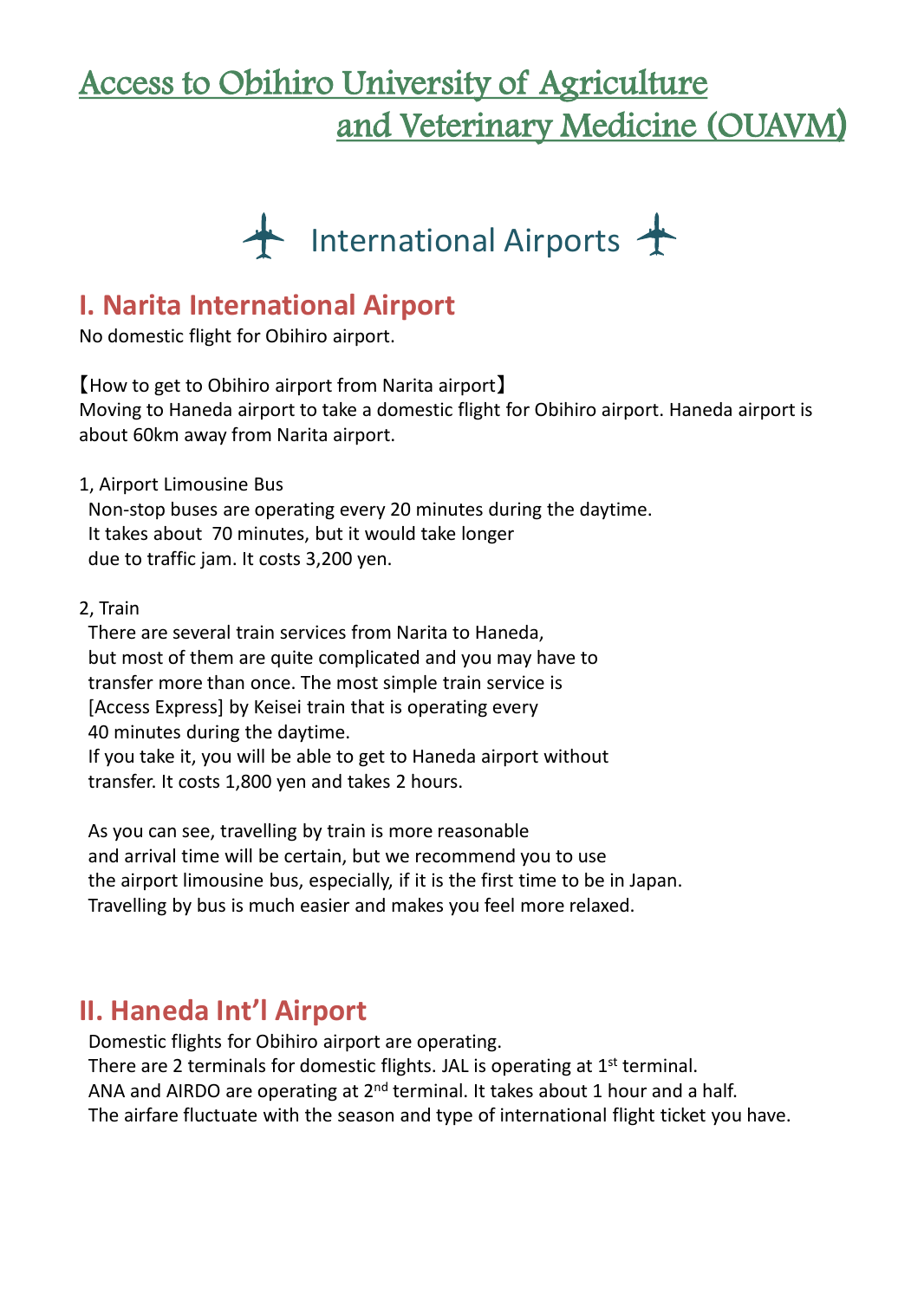# Access to Obihiro University of Agriculture and Veterinary Medicine (OUAVM)

## International Airports

## I. Narita International Airport

No domestic flight for Obihiro airport.

【How to get to Obihiro airport from Narita airport】
Moving to Haneda airport to take a domestic flight for Obihiro airport. Haneda airport is about 60km away from Narita airport.

1, Airport Limousine Bus
Non-stop buses are operating every 20 minutes during the daytime.
It takes about 70 minutes, but it would take longer due to traffic jam. It costs 3,200 yen.

2, Train
There are several train services from Narita to Haneda, but most of them are quite complicated and you may have to transfer more than once. The most simple train service is [Access Express] by Keisei train that is operating every 40 minutes during the daytime.
If you take it, you will be able to get to Haneda airport without transfer. It costs 1,800 yen and takes 2 hours.

As you can see, travelling by train is more reasonable and arrival time will be certain, but we recommend you to use the airport limousine bus, especially, if it is the first time to be in Japan. Travelling by bus is much easier and makes you feel more relaxed.

## II. Haneda Int'l Airport

Domestic flights for Obihiro airport are operating.
There are 2 terminals for domestic flights. JAL is operating at 1st terminal.
ANA and AIRDO are operating at 2nd terminal. It takes about 1 hour and a half.
The airfare fluctuate with the season and type of international flight ticket you have.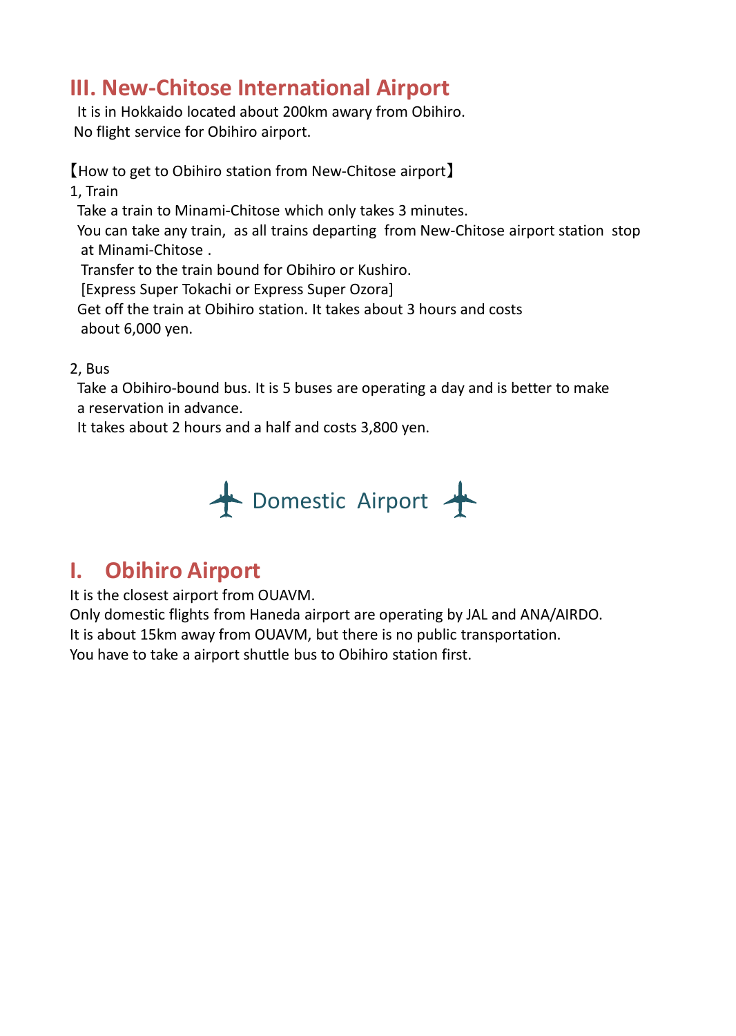## III. New-Chitose International Airport

It is in Hokkaido located about 200km awary from Obihiro.
No flight service for Obihiro airport.

【How to get to Obihiro station from New-Chitose airport】

1, Train

Take a train to Minami-Chitose which only takes 3 minutes.
You can take any train, as all trains departing from New-Chitose airport station stop at Minami-Chitose .
Transfer to the train bound for Obihiro or Kushiro.
[Express Super Tokachi or Express Super Ozora]
Get off the train at Obihiro station. It takes about 3 hours and costs about 6,000 yen.

2, Bus

Take a Obihiro-bound bus. It is 5 buses are operating a day and is better to make a reservation in advance.
It takes about 2 hours and a half and costs 3,800 yen.

# Domestic Airport

## I. Obihiro Airport

It is the closest airport from OUAVM.
Only domestic flights from Haneda airport are operating by JAL and ANA/AIRDO.
It is about 15km away from OUAVM, but there is no public transportation.
You have to take a airport shuttle bus to Obihiro station first.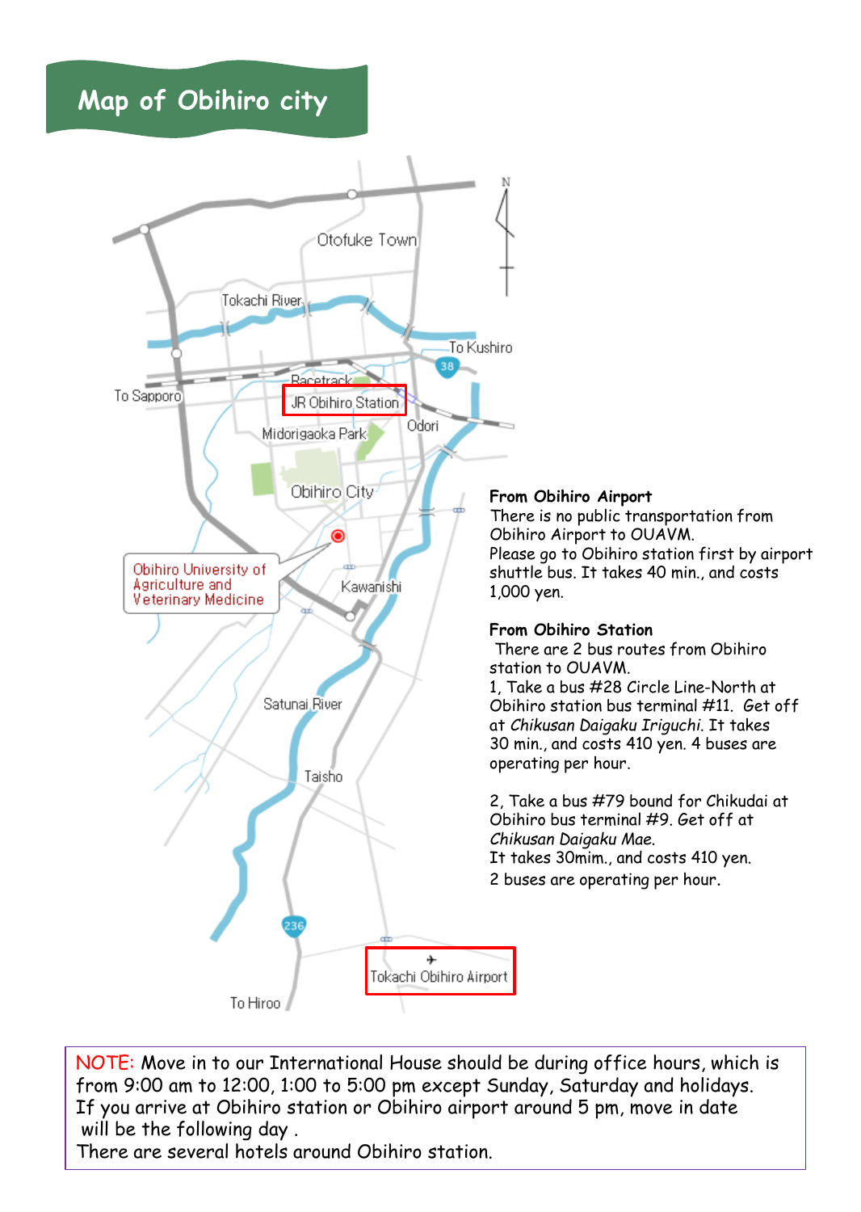# Map of Obihiro city

Otofuke Town

Tokachi River

To Kushiro

Racetrack

JR Obihiro Station

To Sapporo

Odori

Midorigaoka Park

Obihiro City

Obihiro University of Agriculture and Veterinary Medicine

Kawanishi

Satunai River

Taisho

Tokachi Obihiro Airport

To Hiroo

**From Obihiro Airport**

There is no public transportation from Obihiro Airport to OUAVM.
Please go to Obihiro station first by airport shuttle bus. It takes 40 min., and costs 1,000 yen.

**From Obihiro Station**

There are 2 bus routes from Obihiro station to OUAVM.

1, Take a bus #28 Circle Line-North at Obihiro station bus terminal #11. Get off at *Chikusan Daigaku Iriguchi*. It takes 30 min., and costs 410 yen. 4 buses are operating per hour.

2, Take a bus #79 bound for Chikudai at Obihiro bus terminal #9. Get off at *Chikusan Daigaku Mae*.
It takes 30mim., and costs 410 yen.
2 buses are operating per hour.

NOTE: Move in to our International House should be during office hours, which is from 9:00 am to 12:00, 1:00 to 5:00 pm except Sunday, Saturday and holidays.
If you arrive at Obihiro station or Obihiro airport around 5 pm, move in date will be the following day .
There are several hotels around Obihiro station.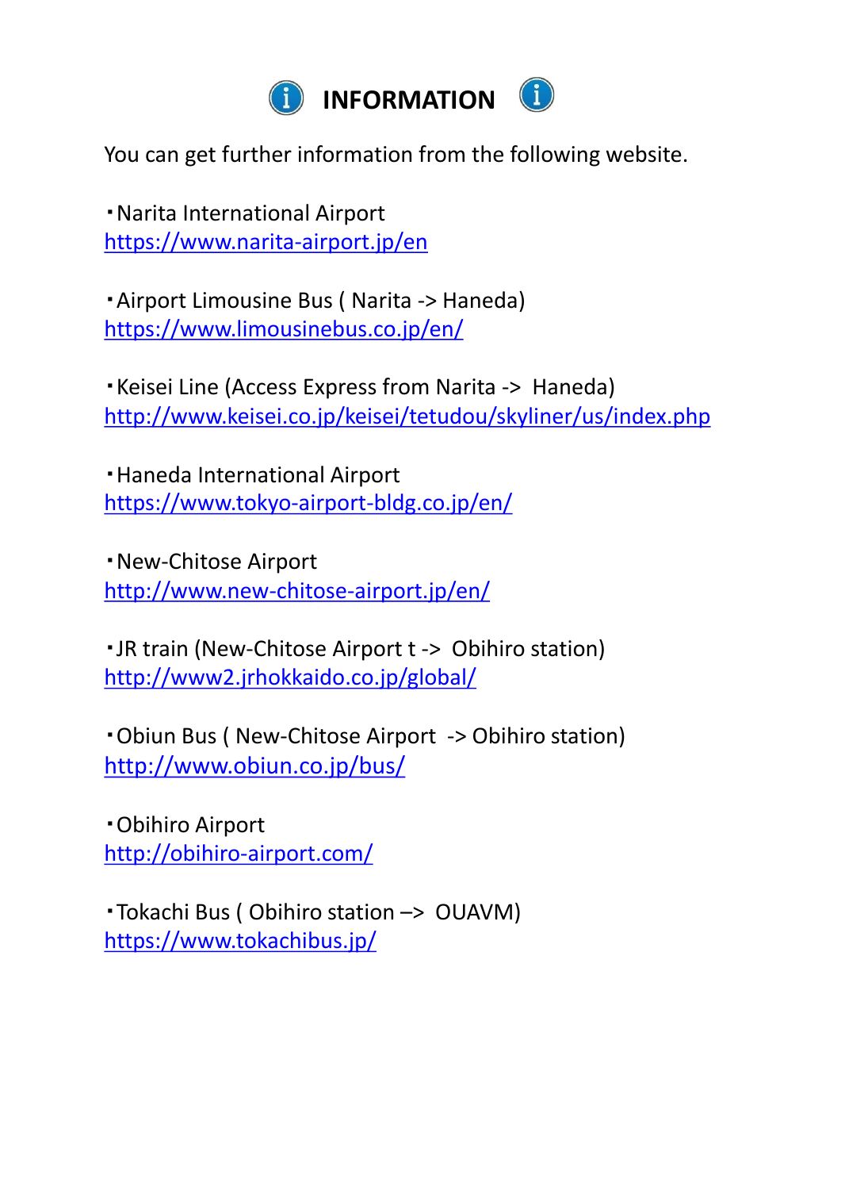# INFORMATION

You can get further information from the following website.

・Narita International Airport
https://www.narita-airport.jp/en

・Airport Limousine Bus ( Narita -> Haneda)
https://www.limousinebus.co.jp/en/

・Keisei Line (Access Express from Narita -> Haneda)
http://www.keisei.co.jp/keisei/tetudou/skyliner/us/index.php

・Haneda International Airport
https://www.tokyo-airport-bldg.co.jp/en/

・New-Chitose Airport
http://www.new-chitose-airport.jp/en/

・JR train (New-Chitose Airport t -> Obihiro station)
http://www2.jrhokkaido.co.jp/global/

・Obiun Bus ( New-Chitose Airport -> Obihiro station)
http://www.obiun.co.jp/bus/

・Obihiro Airport
http://obihiro-airport.com/

・Tokachi Bus ( Obihiro station –> OUAVM)
https://www.tokachibus.jp/